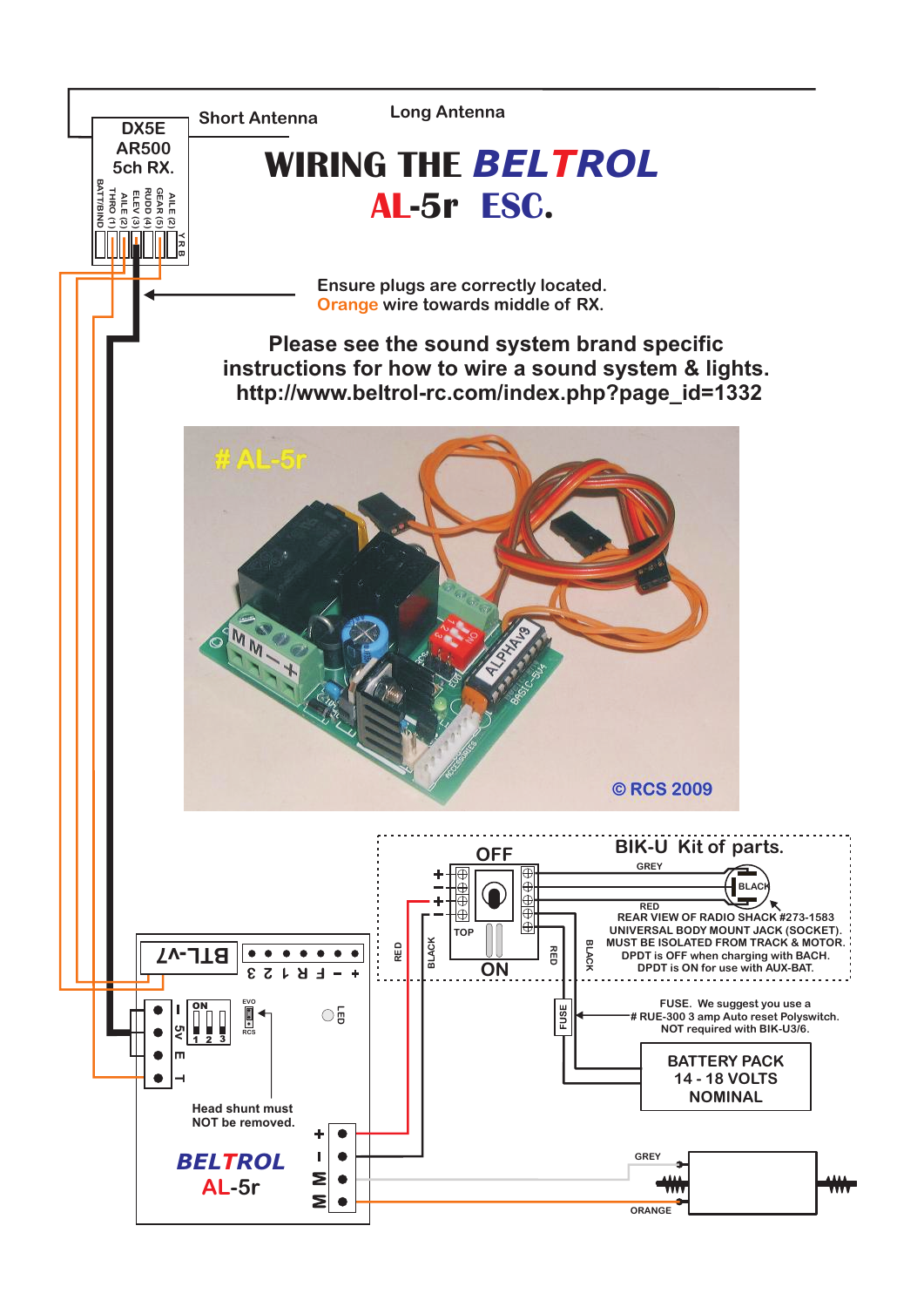# WIRING THE BELTROL AL-5r ESC.

DX5E
AR500
5ch RX.

BATT/BIND
THRO (1)
AILE (2)
ELEV (3)
RUDD (4)
GEAR (5)
AILE (2)
Y R B

Short Antenna

Long Antenna

Ensure plugs are correctly located.
Orange wire towards middle of RX.

**Please see the sound system brand specific instructions for how to wire a sound system & lights.**
**http://www.beltrol-rc.com/index.php?page_id=1332**

# AL-5r

© RCS 2009

BIK-U Kit of parts.

OFF

TOP

ON

GREY

BLACK

RED

REAR VIEW OF RADIO SHACK #273-1583 UNIVERSAL BODY MOUNT JACK (SOCKET). MUST BE ISOLATED FROM TRACK & MOTOR. DPDT is OFF when charging with BACH. DPDT is ON for use with AUX-BAT.

RED

BLACK

RED

BLACK

FUSE

FUSE. We suggest you use a # RUE-300 3 amp Auto reset Polyswitch. NOT required with BIK-U3/6.

BATTERY PACK
14 - 18 VOLTS
NOMINAL

BTL-v7

+ - F R 1 2 3

- 5V E T

ON
1 2 3

EVO
RCS

LED

Head shunt must NOT be removed.

BELTROL
AL-5r

+ - M M

GREY

ORANGE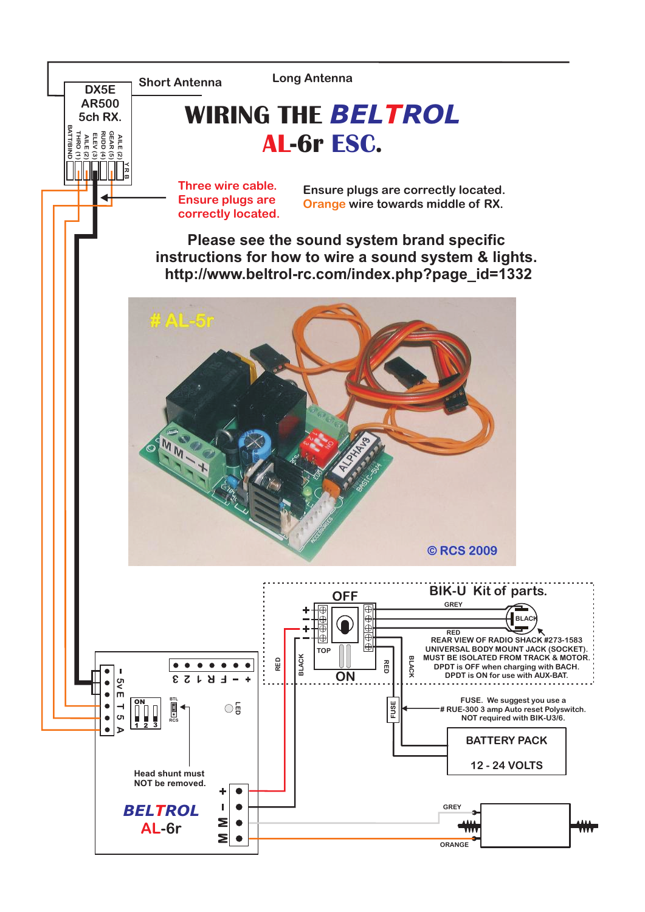# WIRING THE BELTROL AL-6r ESC.

DX5E
AR500
5ch RX.

BATT/BIND
THRO (1)
AILE (2)
ELEV (3)
RUDD (4)
GEAR (5)
AILE (2)
Y R B

Short Antenna

Long Antenna

Three wire cable.
Ensure plugs are correctly located.

Ensure plugs are correctly located.
Orange wire towards middle of RX.

**Please see the sound system brand specific instructions for how to wire a sound system & lights.**
**http://www.beltrol-rc.com/index.php?page_id=1332**

# AL-5r

© RCS 2009

BIK-U Kit of parts.

OFF

ON

TOP

GREY

BLACK

RED

REAR VIEW OF RADIO SHACK #273-1583
UNIVERSAL BODY MOUNT JACK (SOCKET).
MUST BE ISOLATED FROM TRACK & MOTOR.
DPDT is OFF when charging with BACH.
DPDT is ON for use with AUX-BAT.

RED
BLACK
RED
BLACK

FUSE

FUSE. We suggest you use a
# RUE-300 3 amp Auto reset Polyswitch.
NOT required with BIK-U3/6.

BATTERY PACK

12 - 24 VOLTS

- 5vE T 5 A

\+ - F R 1 2 3

ON
1 2 3

BTL
RCS

LED

Head shunt must
NOT be removed.

\+
\-
M
M

BELTROL
AL-6r

GREY

ORANGE